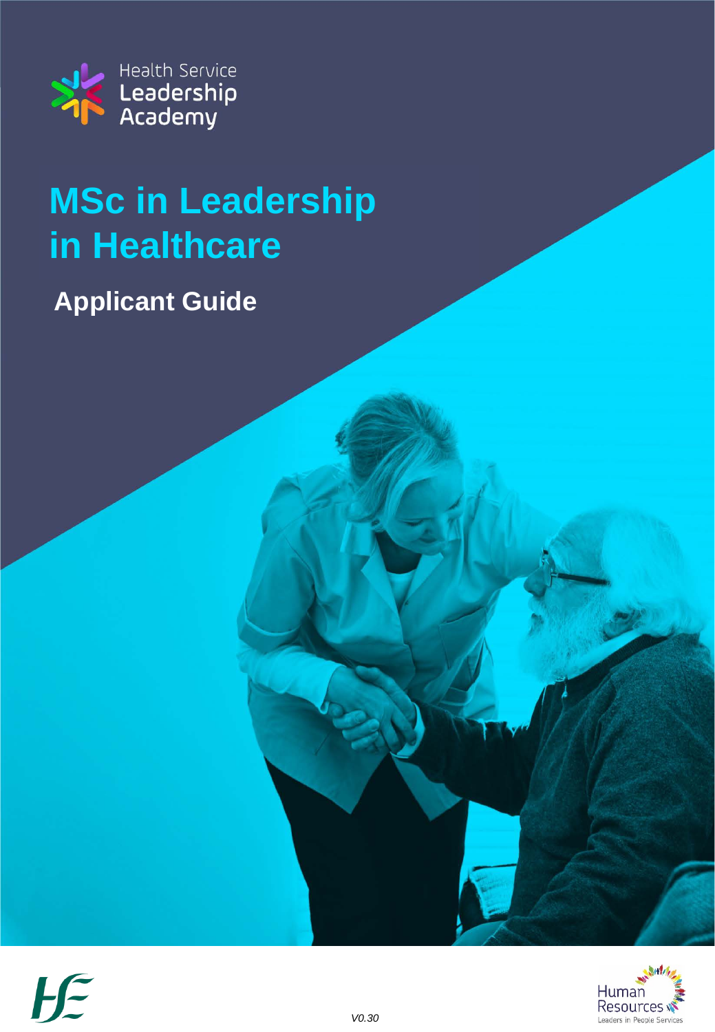Health Service Leadership Academy

# MSc in Leadership in Healthcare

## Applicant Guide

Human Resources
Leaders in People Services

V0.30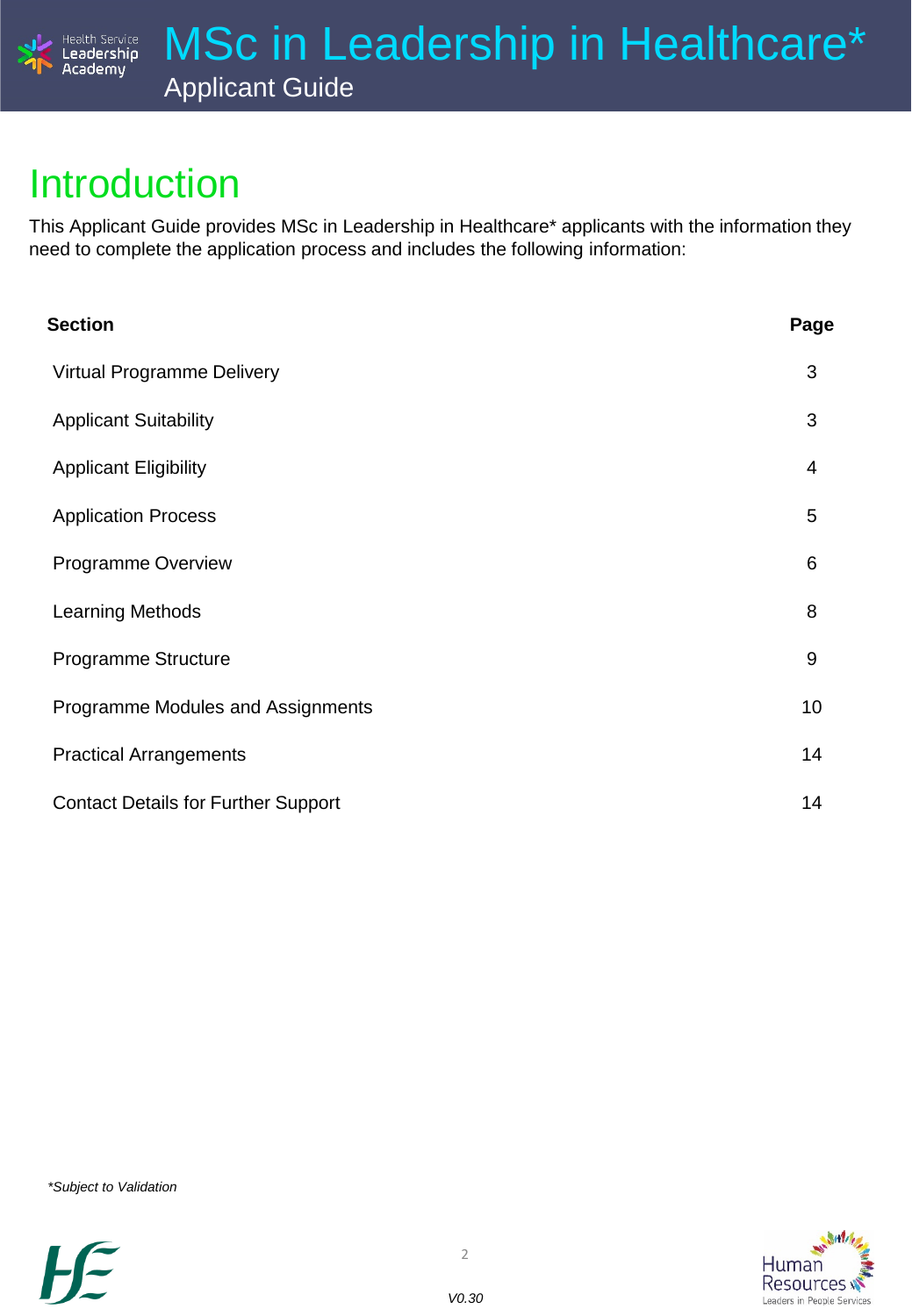# Introduction

This Applicant Guide provides MSc in Leadership in Healthcare* applicants with the information they need to complete the application process and includes the following information:

| Section | Page |
|---|---|
| Virtual Programme Delivery | 3 |
| Applicant Suitability | 3 |
| Applicant Eligibility | 4 |
| Application Process | 5 |
| Programme Overview | 6 |
| Learning Methods | 8 |
| Programme Structure | 9 |
| Programme Modules and Assignments | 10 |
| Practical Arrangements | 14 |
| Contact Details for Further Support | 14 |

*\*Subject to Validation*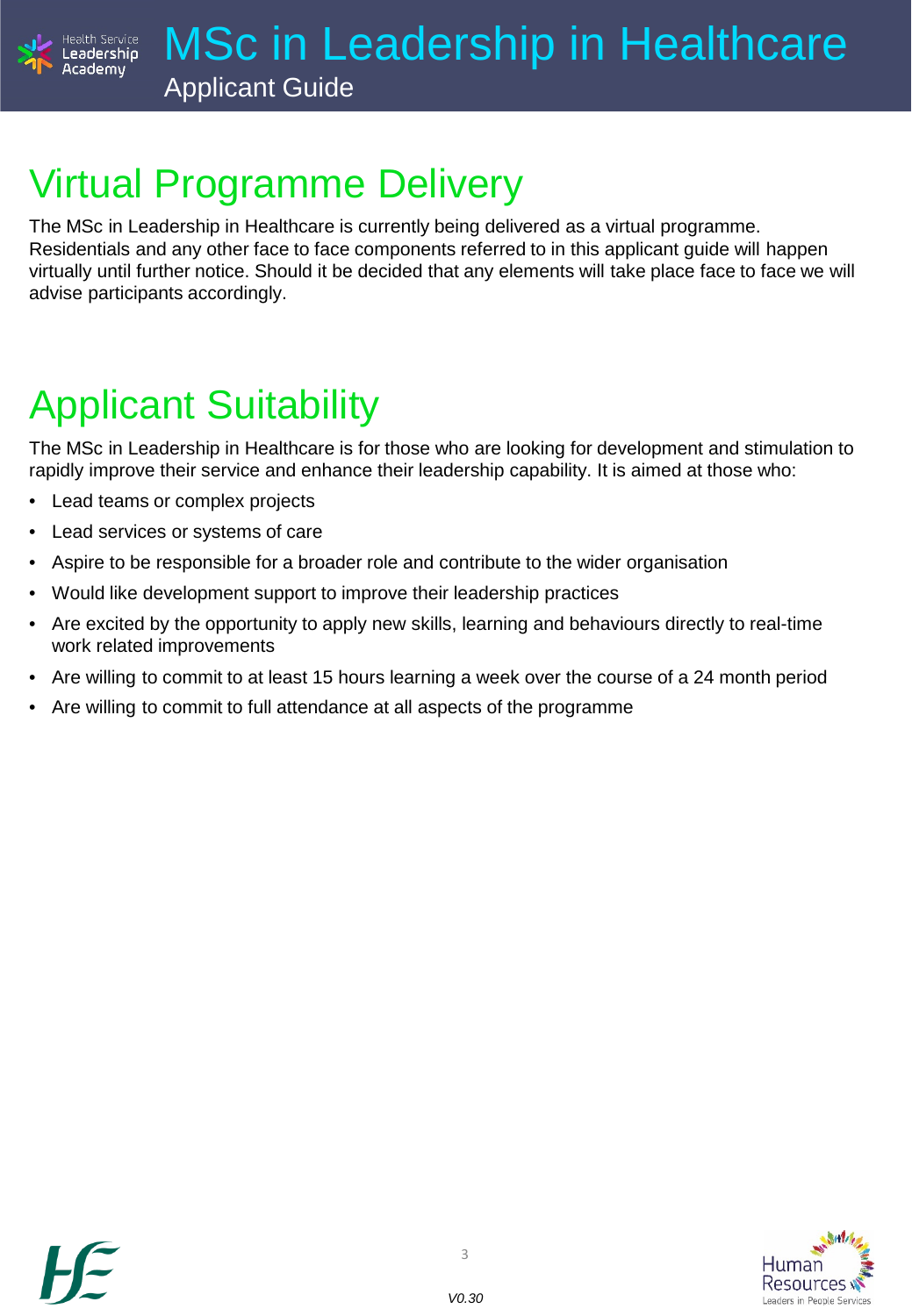## Virtual Programme Delivery

The MSc in Leadership in Healthcare is currently being delivered as a virtual programme. Residentials and any other face to face components referred to in this applicant guide will happen virtually until further notice. Should it be decided that any elements will take place face to face we will advise participants accordingly.

## Applicant Suitability

The MSc in Leadership in Healthcare is for those who are looking for development and stimulation to rapidly improve their service and enhance their leadership capability. It is aimed at those who:

- Lead teams or complex projects
- Lead services or systems of care
- Aspire to be responsible for a broader role and contribute to the wider organisation
- Would like development support to improve their leadership practices
- Are excited by the opportunity to apply new skills, learning and behaviours directly to real-time work related improvements
- Are willing to commit to at least 15 hours learning a week over the course of a 24 month period
- Are willing to commit to full attendance at all aspects of the programme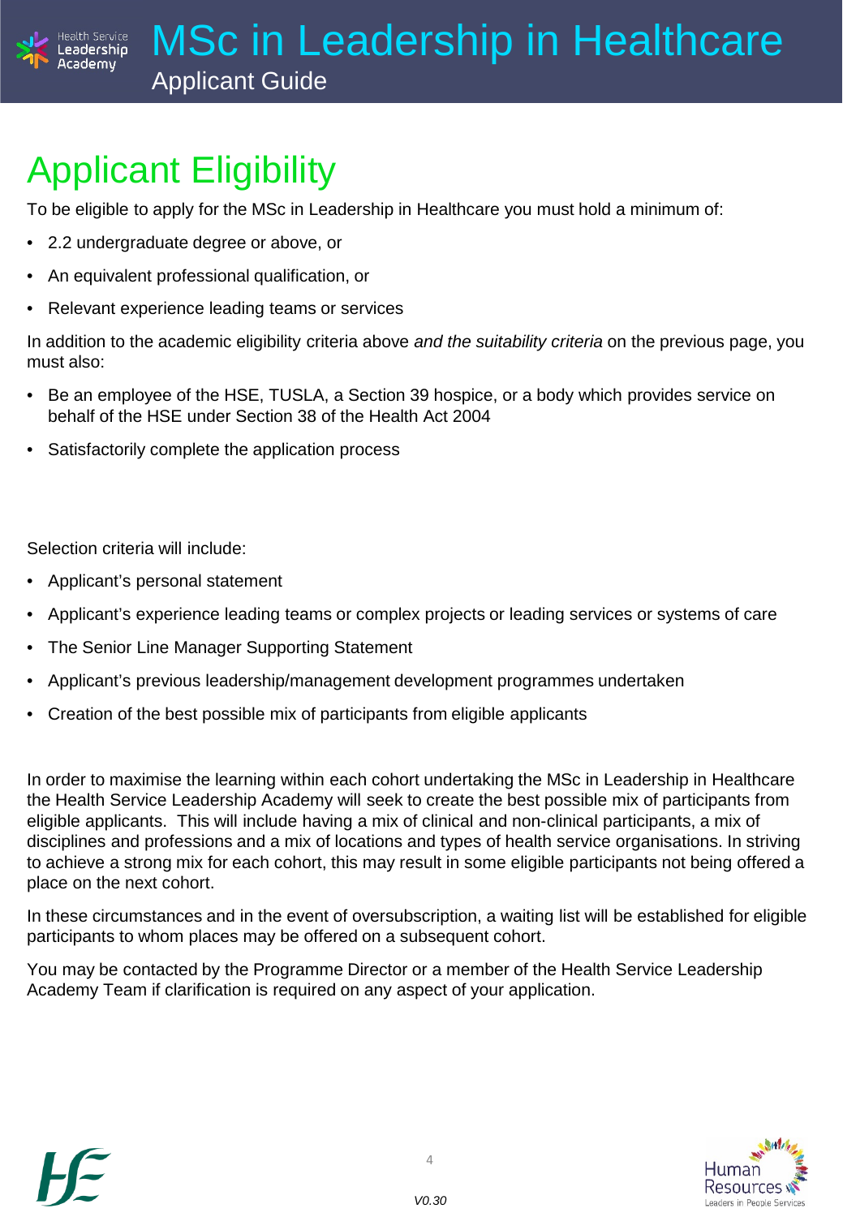# Applicant Eligibility

To be eligible to apply for the MSc in Leadership in Healthcare you must hold a minimum of:

- 2.2 undergraduate degree or above, or
- An equivalent professional qualification, or
- Relevant experience leading teams or services

In addition to the academic eligibility criteria above *and the suitability criteria* on the previous page, you must also:

- Be an employee of the HSE, TUSLA, a Section 39 hospice, or a body which provides service on behalf of the HSE under Section 38 of the Health Act 2004
- Satisfactorily complete the application process

Selection criteria will include:

- Applicant's personal statement
- Applicant's experience leading teams or complex projects or leading services or systems of care
- The Senior Line Manager Supporting Statement
- Applicant's previous leadership/management development programmes undertaken
- Creation of the best possible mix of participants from eligible applicants

In order to maximise the learning within each cohort undertaking the MSc in Leadership in Healthcare the Health Service Leadership Academy will seek to create the best possible mix of participants from eligible applicants. This will include having a mix of clinical and non-clinical participants, a mix of disciplines and professions and a mix of locations and types of health service organisations. In striving to achieve a strong mix for each cohort, this may result in some eligible participants not being offered a place on the next cohort.

In these circumstances and in the event of oversubscription, a waiting list will be established for eligible participants to whom places may be offered on a subsequent cohort.

You may be contacted by the Programme Director or a member of the Health Service Leadership Academy Team if clarification is required on any aspect of your application.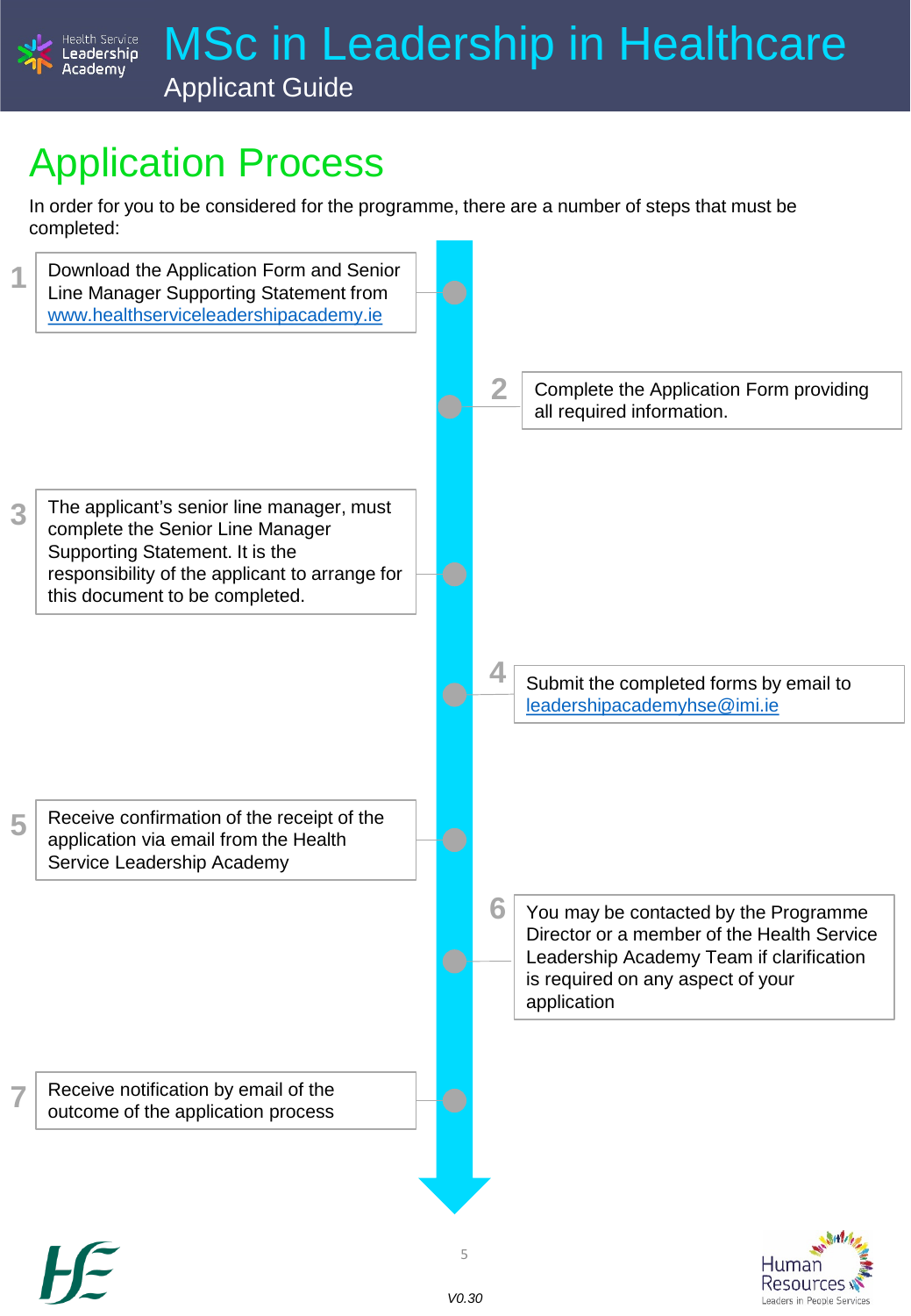# Application Process

In order for you to be considered for the programme, there are a number of steps that must be completed:

1. Download the Application Form and Senior Line Manager Supporting Statement from www.healthserviceleadershipacademy.ie
2. Complete the Application Form providing all required information.
3. The applicant's senior line manager, must complete the Senior Line Manager Supporting Statement. It is the responsibility of the applicant to arrange for this document to be completed.
4. Submit the completed forms by email to leadershipacademyhse@imi.ie
5. Receive confirmation of the receipt of the application via email from the Health Service Leadership Academy
6. You may be contacted by the Programme Director or a member of the Health Service Leadership Academy Team if clarification is required on any aspect of your application
7. Receive notification by email of the outcome of the application process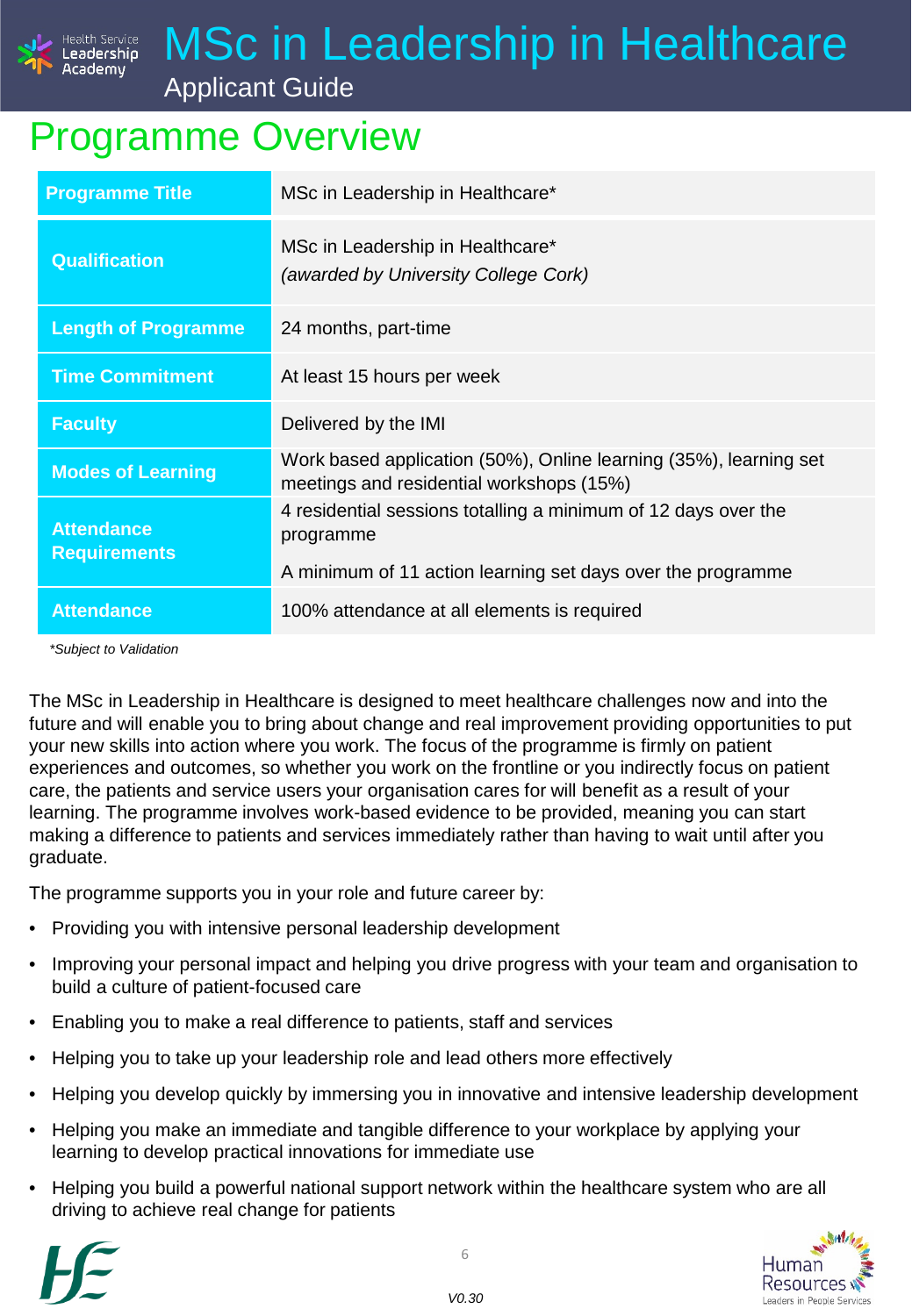# Programme Overview

| Programme Title | MSc in Leadership in Healthcare* |
|---|---|
| Qualification | MSc in Leadership in Healthcare* *(awarded by University College Cork)* |
| Length of Programme | 24 months, part-time |
| Time Commitment | At least 15 hours per week |
| Faculty | Delivered by the IMI |
| Modes of Learning | Work based application (50%), Online learning (35%), learning set meetings and residential workshops (15%) |
| Attendance Requirements | 4 residential sessions totalling a minimum of 12 days over the programme<br><br>A minimum of 11 action learning set days over the programme |
| Attendance | 100% attendance at all elements is required |

*\*Subject to Validation*

The MSc in Leadership in Healthcare is designed to meet healthcare challenges now and into the future and will enable you to bring about change and real improvement providing opportunities to put your new skills into action where you work. The focus of the programme is firmly on patient experiences and outcomes, so whether you work on the frontline or you indirectly focus on patient care, the patients and service users your organisation cares for will benefit as a result of your learning. The programme involves work-based evidence to be provided, meaning you can start making a difference to patients and services immediately rather than having to wait until after you graduate.

The programme supports you in your role and future career by:

- Providing you with intensive personal leadership development
- Improving your personal impact and helping you drive progress with your team and organisation to build a culture of patient-focused care
- Enabling you to make a real difference to patients, staff and services
- Helping you to take up your leadership role and lead others more effectively
- Helping you develop quickly by immersing you in innovative and intensive leadership development
- Helping you make an immediate and tangible difference to your workplace by applying your learning to develop practical innovations for immediate use
- Helping you build a powerful national support network within the healthcare system who are all driving to achieve real change for patients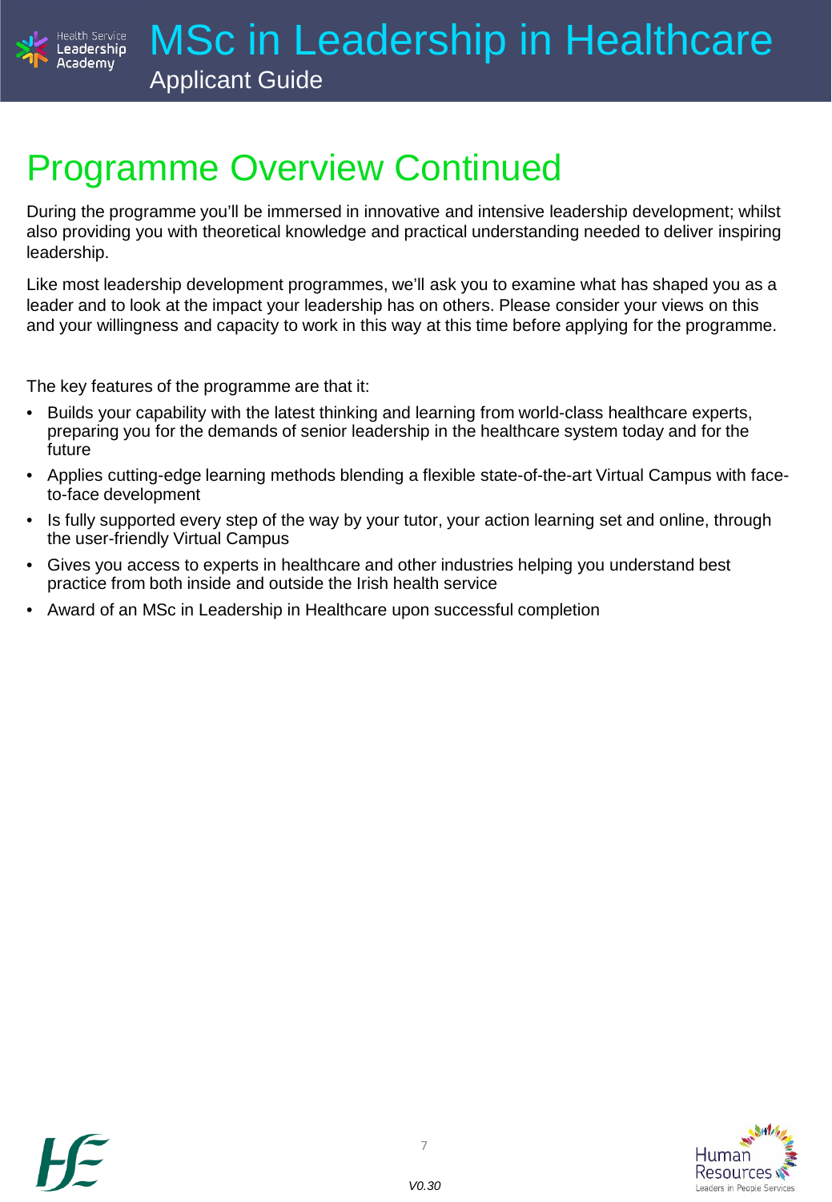# Programme Overview Continued

During the programme you'll be immersed in innovative and intensive leadership development; whilst also providing you with theoretical knowledge and practical understanding needed to deliver inspiring leadership.

Like most leadership development programmes, we'll ask you to examine what has shaped you as a leader and to look at the impact your leadership has on others. Please consider your views on this and your willingness and capacity to work in this way at this time before applying for the programme.

The key features of the programme are that it:

- Builds your capability with the latest thinking and learning from world-class healthcare experts, preparing you for the demands of senior leadership in the healthcare system today and for the future
- Applies cutting-edge learning methods blending a flexible state-of-the-art Virtual Campus with face-to-face development
- Is fully supported every step of the way by your tutor, your action learning set and online, through the user-friendly Virtual Campus
- Gives you access to experts in healthcare and other industries helping you understand best practice from both inside and outside the Irish health service
- Award of an MSc in Leadership in Healthcare upon successful completion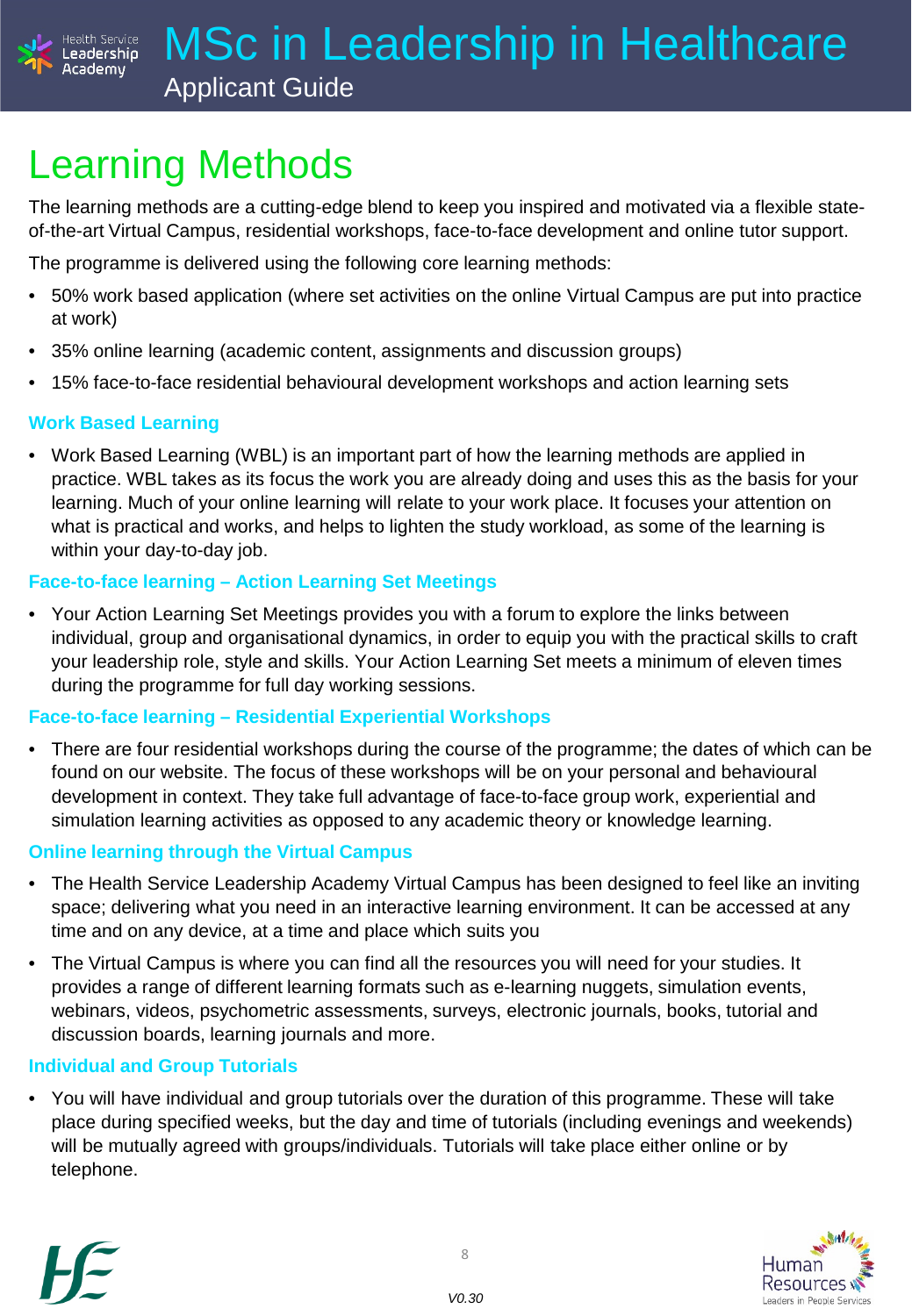# Learning Methods

The learning methods are a cutting-edge blend to keep you inspired and motivated via a flexible state-of-the-art Virtual Campus, residential workshops, face-to-face development and online tutor support.

The programme is delivered using the following core learning methods:

- 50% work based application (where set activities on the online Virtual Campus are put into practice at work)
- 35% online learning (academic content, assignments and discussion groups)
- 15% face-to-face residential behavioural development workshops and action learning sets

### Work Based Learning

- Work Based Learning (WBL) is an important part of how the learning methods are applied in practice. WBL takes as its focus the work you are already doing and uses this as the basis for your learning. Much of your online learning will relate to your work place. It focuses your attention on what is practical and works, and helps to lighten the study workload, as some of the learning is within your day-to-day job.

### Face-to-face learning – Action Learning Set Meetings

- Your Action Learning Set Meetings provides you with a forum to explore the links between individual, group and organisational dynamics, in order to equip you with the practical skills to craft your leadership role, style and skills. Your Action Learning Set meets a minimum of eleven times during the programme for full day working sessions.

### Face-to-face learning – Residential Experiential Workshops

- There are four residential workshops during the course of the programme; the dates of which can be found on our website. The focus of these workshops will be on your personal and behavioural development in context. They take full advantage of face-to-face group work, experiential and simulation learning activities as opposed to any academic theory or knowledge learning.

### Online learning through the Virtual Campus

- The Health Service Leadership Academy Virtual Campus has been designed to feel like an inviting space; delivering what you need in an interactive learning environment. It can be accessed at any time and on any device, at a time and place which suits you
- The Virtual Campus is where you can find all the resources you will need for your studies. It provides a range of different learning formats such as e-learning nuggets, simulation events, webinars, videos, psychometric assessments, surveys, electronic journals, books, tutorial and discussion boards, learning journals and more.

### Individual and Group Tutorials

- You will have individual and group tutorials over the duration of this programme. These will take place during specified weeks, but the day and time of tutorials (including evenings and weekends) will be mutually agreed with groups/individuals. Tutorials will take place either online or by telephone.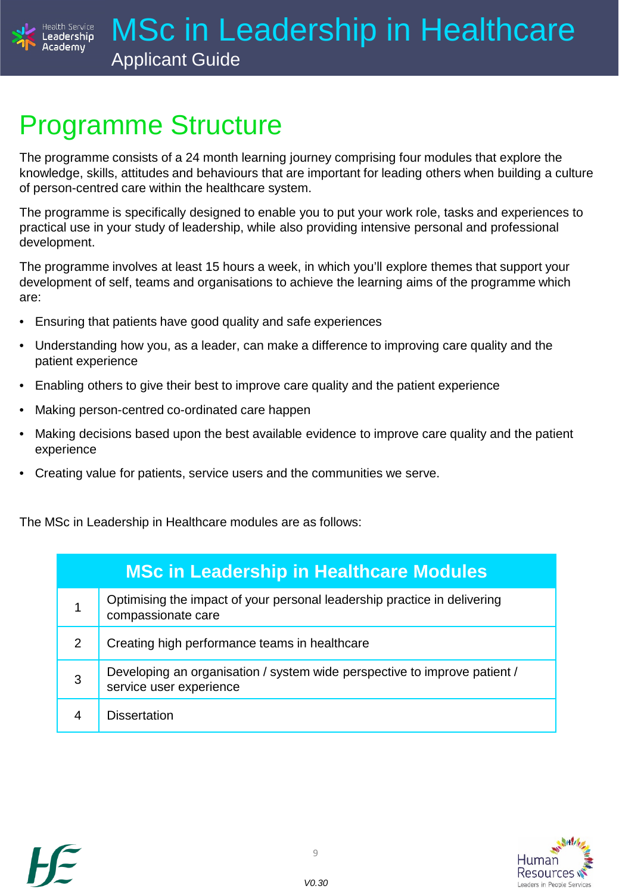## Programme Structure

The programme consists of a 24 month learning journey comprising four modules that explore the knowledge, skills, attitudes and behaviours that are important for leading others when building a culture of person-centred care within the healthcare system.

The programme is specifically designed to enable you to put your work role, tasks and experiences to practical use in your study of leadership, while also providing intensive personal and professional development.

The programme involves at least 15 hours a week, in which you'll explore themes that support your development of self, teams and organisations to achieve the learning aims of the programme which are:

- Ensuring that patients have good quality and safe experiences
- Understanding how you, as a leader, can make a difference to improving care quality and the patient experience
- Enabling others to give their best to improve care quality and the patient experience
- Making person-centred co-ordinated care happen
- Making decisions based upon the best available evidence to improve care quality and the patient experience
- Creating value for patients, service users and the communities we serve.

The MSc in Leadership in Healthcare modules are as follows:

| MSc in Leadership in Healthcare Modules | |
|---|---|
| 1 | Optimising the impact of your personal leadership practice in delivering compassionate care |
| 2 | Creating high performance teams in healthcare |
| 3 | Developing an organisation / system wide perspective to improve patient / service user experience |
| 4 | Dissertation |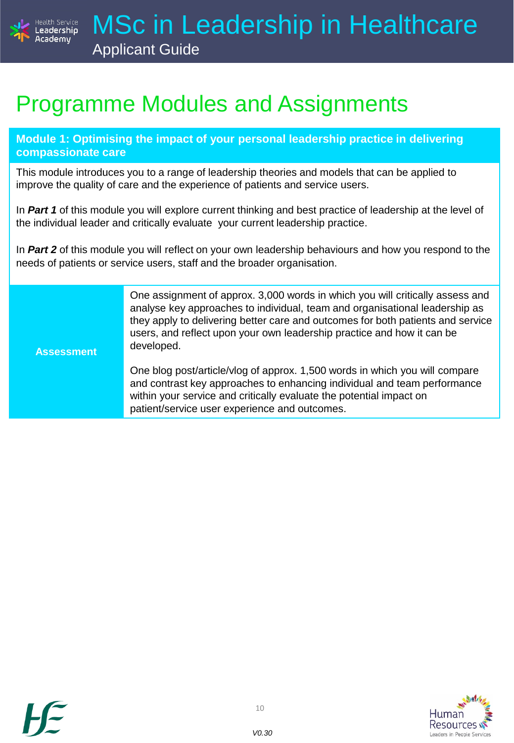# Programme Modules and Assignments

## Module 1: Optimising the impact of your personal leadership practice in delivering compassionate care

This module introduces you to a range of leadership theories and models that can be applied to improve the quality of care and the experience of patients and service users.

In ***Part 1*** of this module you will explore current thinking and best practice of leadership at the level of the individual leader and critically evaluate your current leadership practice.

In ***Part 2*** of this module you will reflect on your own leadership behaviours and how you respond to the needs of patients or service users, staff and the broader organisation.

| | |
|---|---|
| **Assessment** | One assignment of approx. 3,000 words in which you will critically assess and analyse key approaches to individual, team and organisational leadership as they apply to delivering better care and outcomes for both patients and service users, and reflect upon your own leadership practice and how it can be developed.<br><br>One blog post/article/vlog of approx. 1,500 words in which you will compare and contrast key approaches to enhancing individual and team performance within your service and critically evaluate the potential impact on patient/service user experience and outcomes. |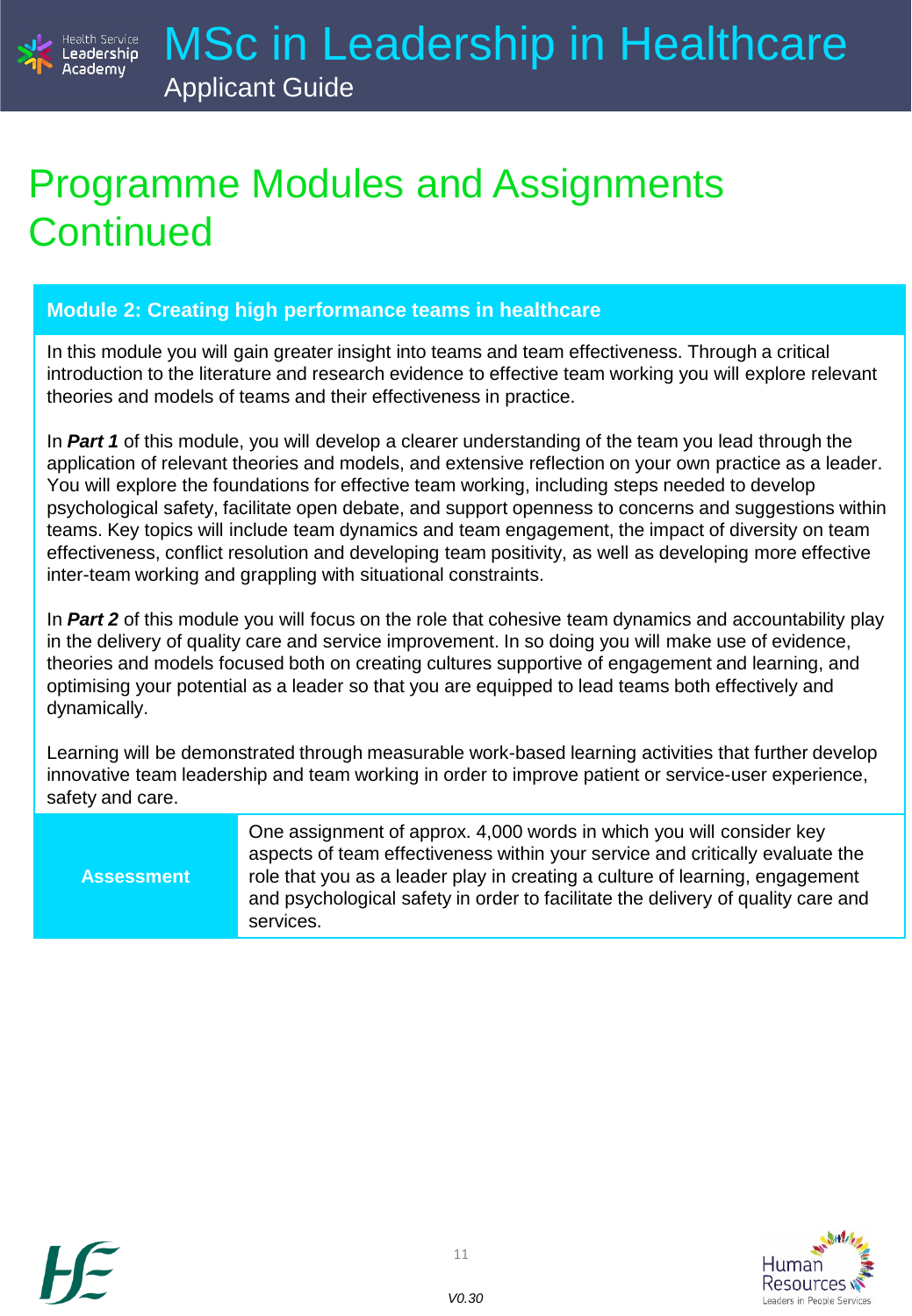# Programme Modules and Assignments Continued

## Module 2: Creating high performance teams in healthcare

In this module you will gain greater insight into teams and team effectiveness. Through a critical introduction to the literature and research evidence to effective team working you will explore relevant theories and models of teams and their effectiveness in practice.

In ***Part 1*** of this module, you will develop a clearer understanding of the team you lead through the application of relevant theories and models, and extensive reflection on your own practice as a leader. You will explore the foundations for effective team working, including steps needed to develop psychological safety, facilitate open debate, and support openness to concerns and suggestions within teams. Key topics will include team dynamics and team engagement, the impact of diversity on team effectiveness, conflict resolution and developing team positivity, as well as developing more effective inter-team working and grappling with situational constraints.

In ***Part 2*** of this module you will focus on the role that cohesive team dynamics and accountability play in the delivery of quality care and service improvement. In so doing you will make use of evidence, theories and models focused both on creating cultures supportive of engagement and learning, and optimising your potential as a leader so that you are equipped to lead teams both effectively and dynamically.

Learning will be demonstrated through measurable work-based learning activities that further develop innovative team leadership and team working in order to improve patient or service-user experience, safety and care.

| | |
|---|---|
| **Assessment** | One assignment of approx. 4,000 words in which you will consider key aspects of team effectiveness within your service and critically evaluate the role that you as a leader play in creating a culture of learning, engagement and psychological safety in order to facilitate the delivery of quality care and services. |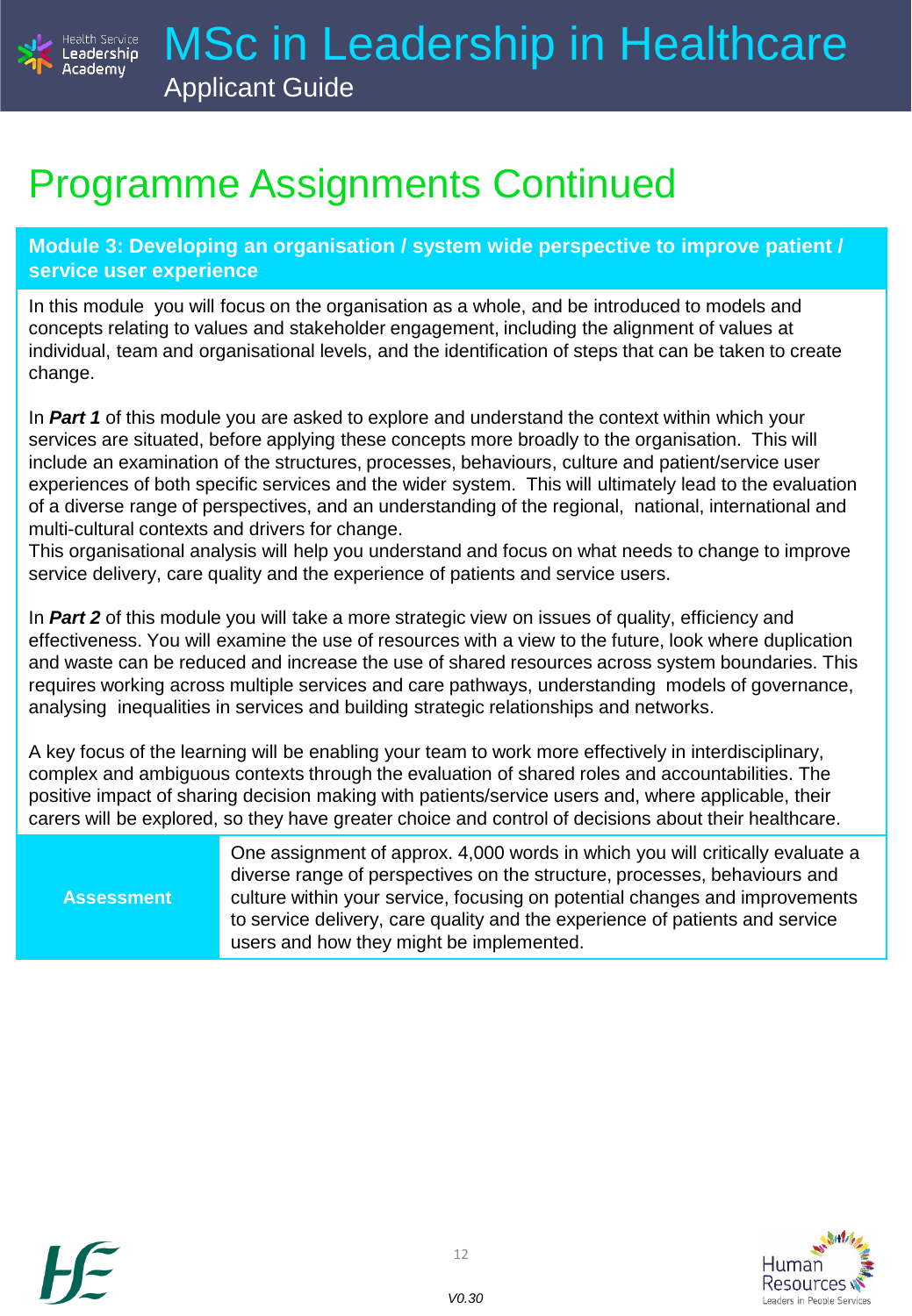# Programme Assignments Continued

## Module 3: Developing an organisation / system wide perspective to improve patient / service user experience

In this module you will focus on the organisation as a whole, and be introduced to models and concepts relating to values and stakeholder engagement, including the alignment of values at individual, team and organisational levels, and the identification of steps that can be taken to create change.

In ***Part 1*** of this module you are asked to explore and understand the context within which your services are situated, before applying these concepts more broadly to the organisation. This will include an examination of the structures, processes, behaviours, culture and patient/service user experiences of both specific services and the wider system. This will ultimately lead to the evaluation of a diverse range of perspectives, and an understanding of the regional, national, international and multi-cultural contexts and drivers for change.
This organisational analysis will help you understand and focus on what needs to change to improve service delivery, care quality and the experience of patients and service users.

In ***Part 2*** of this module you will take a more strategic view on issues of quality, efficiency and effectiveness. You will examine the use of resources with a view to the future, look where duplication and waste can be reduced and increase the use of shared resources across system boundaries. This requires working across multiple services and care pathways, understanding models of governance, analysing inequalities in services and building strategic relationships and networks.

A key focus of the learning will be enabling your team to work more effectively in interdisciplinary, complex and ambiguous contexts through the evaluation of shared roles and accountabilities. The positive impact of sharing decision making with patients/service users and, where applicable, their carers will be explored, so they have greater choice and control of decisions about their healthcare.

| **Assessment** | One assignment of approx. 4,000 words in which you will critically evaluate a diverse range of perspectives on the structure, processes, behaviours and culture within your service, focusing on potential changes and improvements to service delivery, care quality and the experience of patients and service users and how they might be implemented. |
|---|---|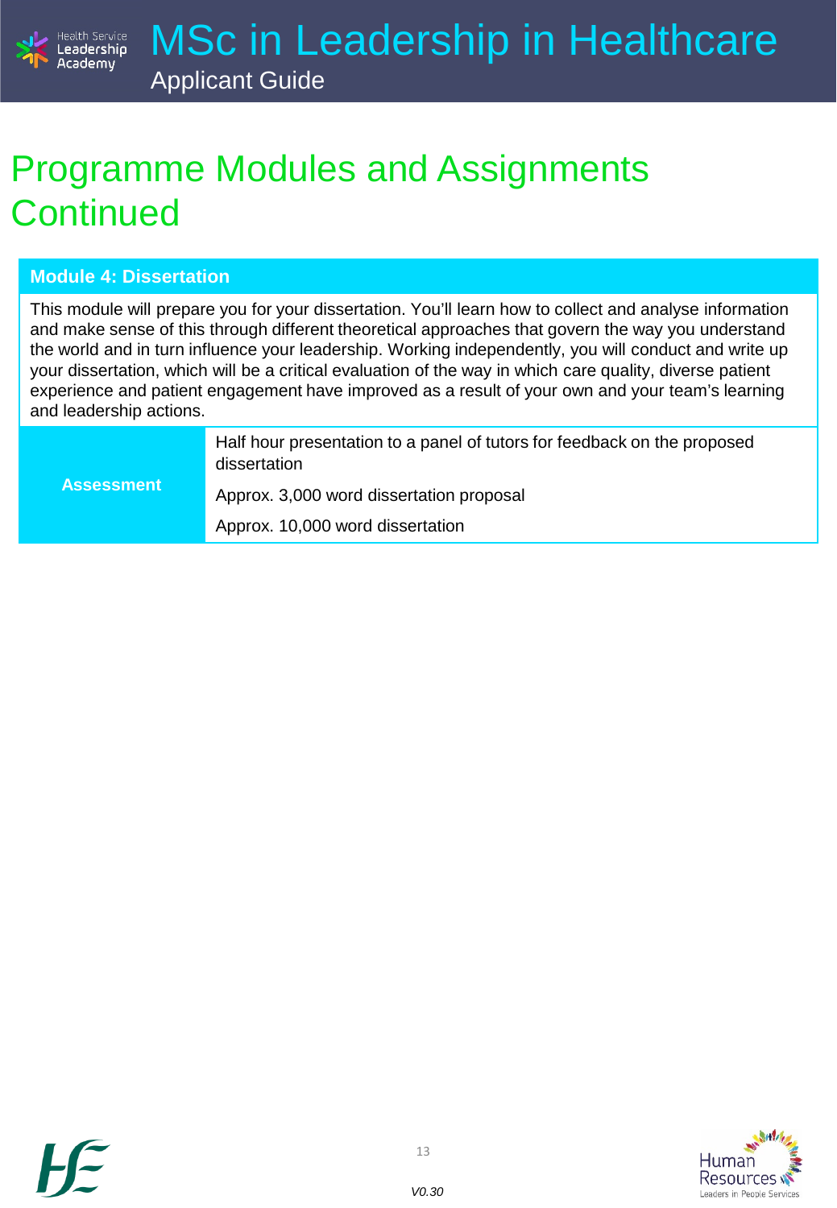# Programme Modules and Assignments Continued

| Module 4: Dissertation | |
|---|---|
| This module will prepare you for your dissertation. You'll learn how to collect and analyse information and make sense of this through different theoretical approaches that govern the way you understand the world and in turn influence your leadership. Working independently, you will conduct and write up your dissertation, which will be a critical evaluation of the way in which care quality, diverse patient experience and patient engagement have improved as a result of your own and your team's learning and leadership actions. | |
| **Assessment** | Half hour presentation to a panel of tutors for feedback on the proposed dissertation<br><br>Approx. 3,000 word dissertation proposal<br><br>Approx. 10,000 word dissertation |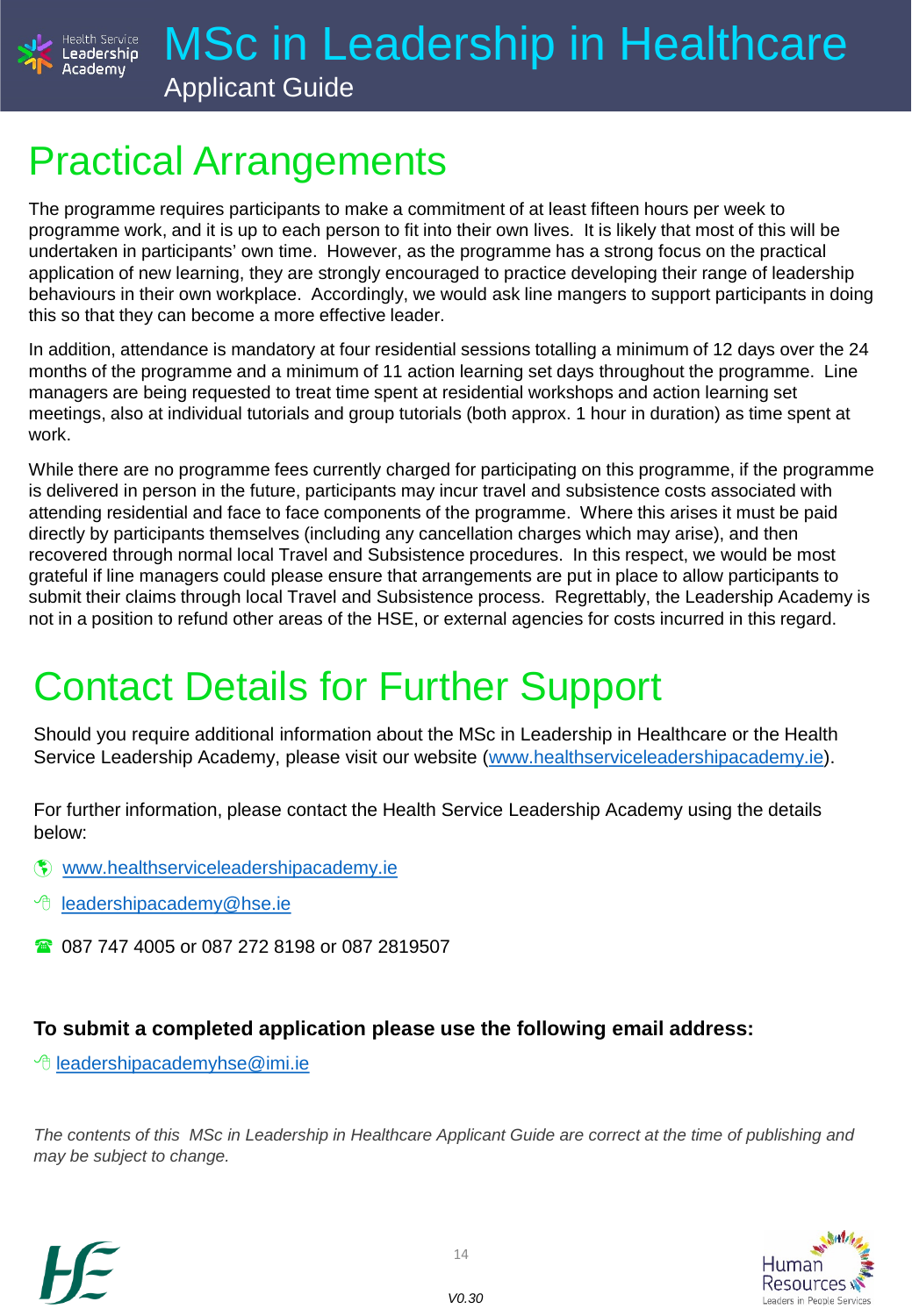# Practical Arrangements

The programme requires participants to make a commitment of at least fifteen hours per week to programme work, and it is up to each person to fit into their own lives. It is likely that most of this will be undertaken in participants' own time. However, as the programme has a strong focus on the practical application of new learning, they are strongly encouraged to practice developing their range of leadership behaviours in their own workplace. Accordingly, we would ask line mangers to support participants in doing this so that they can become a more effective leader.

In addition, attendance is mandatory at four residential sessions totalling a minimum of 12 days over the 24 months of the programme and a minimum of 11 action learning set days throughout the programme. Line managers are being requested to treat time spent at residential workshops and action learning set meetings, also at individual tutorials and group tutorials (both approx. 1 hour in duration) as time spent at work.

While there are no programme fees currently charged for participating on this programme, if the programme is delivered in person in the future, participants may incur travel and subsistence costs associated with attending residential and face to face components of the programme. Where this arises it must be paid directly by participants themselves (including any cancellation charges which may arise), and then recovered through normal local Travel and Subsistence procedures. In this respect, we would be most grateful if line managers could please ensure that arrangements are put in place to allow participants to submit their claims through local Travel and Subsistence process. Regrettably, the Leadership Academy is not in a position to refund other areas of the HSE, or external agencies for costs incurred in this regard.

# Contact Details for Further Support

Should you require additional information about the MSc in Leadership in Healthcare or the Health Service Leadership Academy, please visit our website (www.healthserviceleadershipacademy.ie).

For further information, please contact the Health Service Leadership Academy using the details below:

- www.healthserviceleadershipacademy.ie
- leadershipacademy@hse.ie
- 087 747 4005 or 087 272 8198 or 087 2819507

**To submit a completed application please use the following email address:**

- leadershipacademyhse@imi.ie

*The contents of this MSc in Leadership in Healthcare Applicant Guide are correct at the time of publishing and may be subject to change.*

*V0.30*